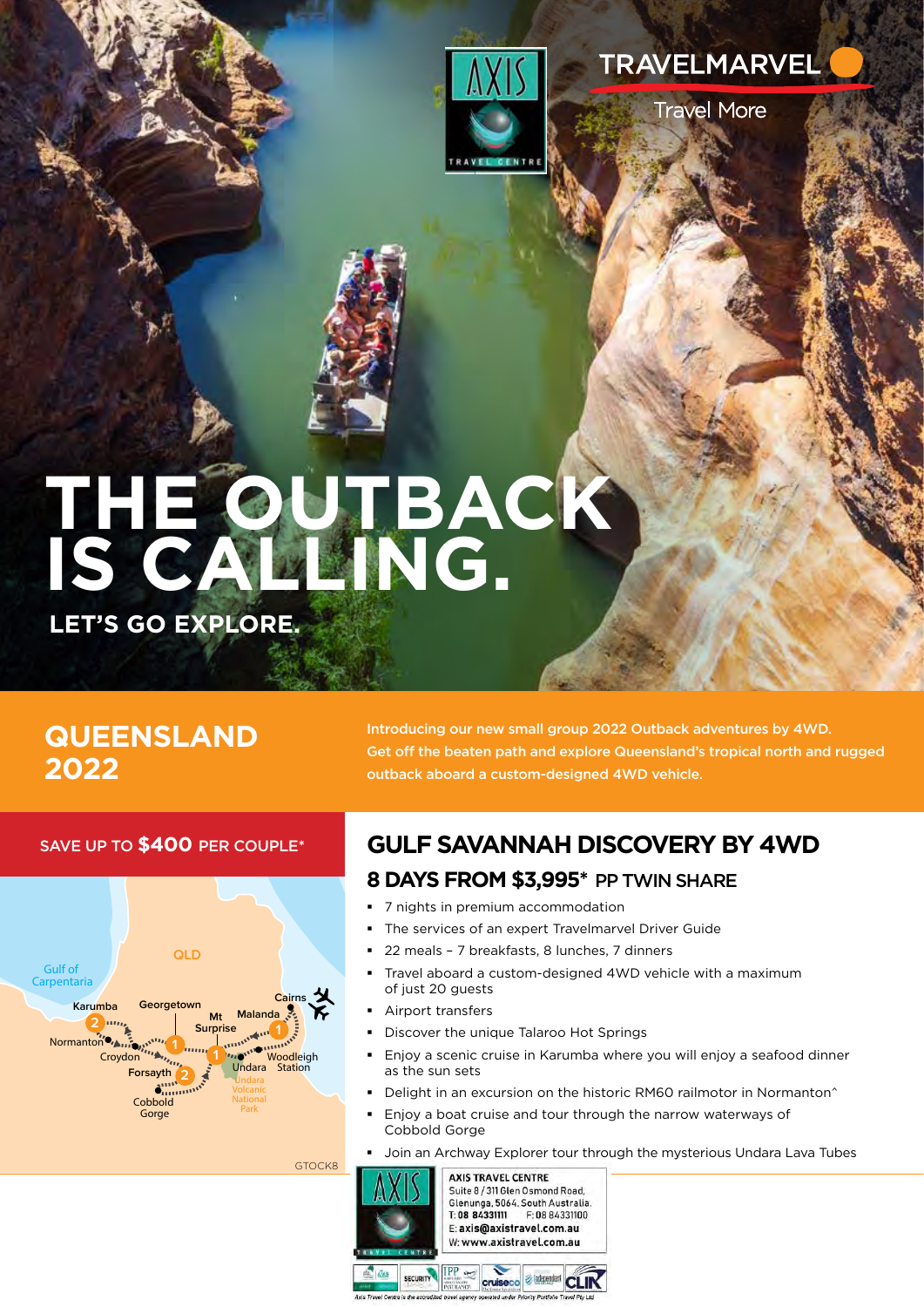TRAVELMARVEL

Travel More

# THE OUTBACK IS CALLING.

## LET'S GO EXPLORE.

## QUEENSLAND 2022

Introducing our new small group 2022 Outback adventures by 4WD. Get off the beaten path and explore Queensland's tropical north and rugged outback aboard a custom-designed 4WD vehicle.

SAVE UP TO **$400** PER COUPLE*

QLD
Gulf of Carpentaria
Karumba 2
Georgetown
Cairns
Mt Surprise
Malanda 1
Normanton
Croydon 1
Forsayth 2
Undara 1
Woodleigh Station
Undara Volcanic National Park
Cobbold Gorge

GTOCK8

## GULF SAVANNAH DISCOVERY BY 4WD

### 8 DAYS FROM $3,995* PP TWIN SHARE

- 7 nights in premium accommodation
- The services of an expert Travelmarvel Driver Guide
- 22 meals – 7 breakfasts, 8 lunches, 7 dinners
- Travel aboard a custom-designed 4WD vehicle with a maximum of just 20 guests
- Airport transfers
- Discover the unique Talaroo Hot Springs
- Enjoy a scenic cruise in Karumba where you will enjoy a seafood dinner as the sun sets
- Delight in an excursion on the historic RM60 railmotor in Normanton^
- Enjoy a boat cruise and tour through the narrow waterways of Cobbold Gorge
- Join an Archway Explorer tour through the mysterious Undara Lava Tubes

**AXIS TRAVEL CENTRE**
Suite 8 / 311 Glen Osmond Road, Glenunga, 5064, South Australia.
T: 08 84331111 F: 08 84331100
E: axis@axistravel.com.au
W: www.axistravel.com.au

Axis Travel Centre is the accredited travel agency operated under Priority Portfolio Travel Pty Ltd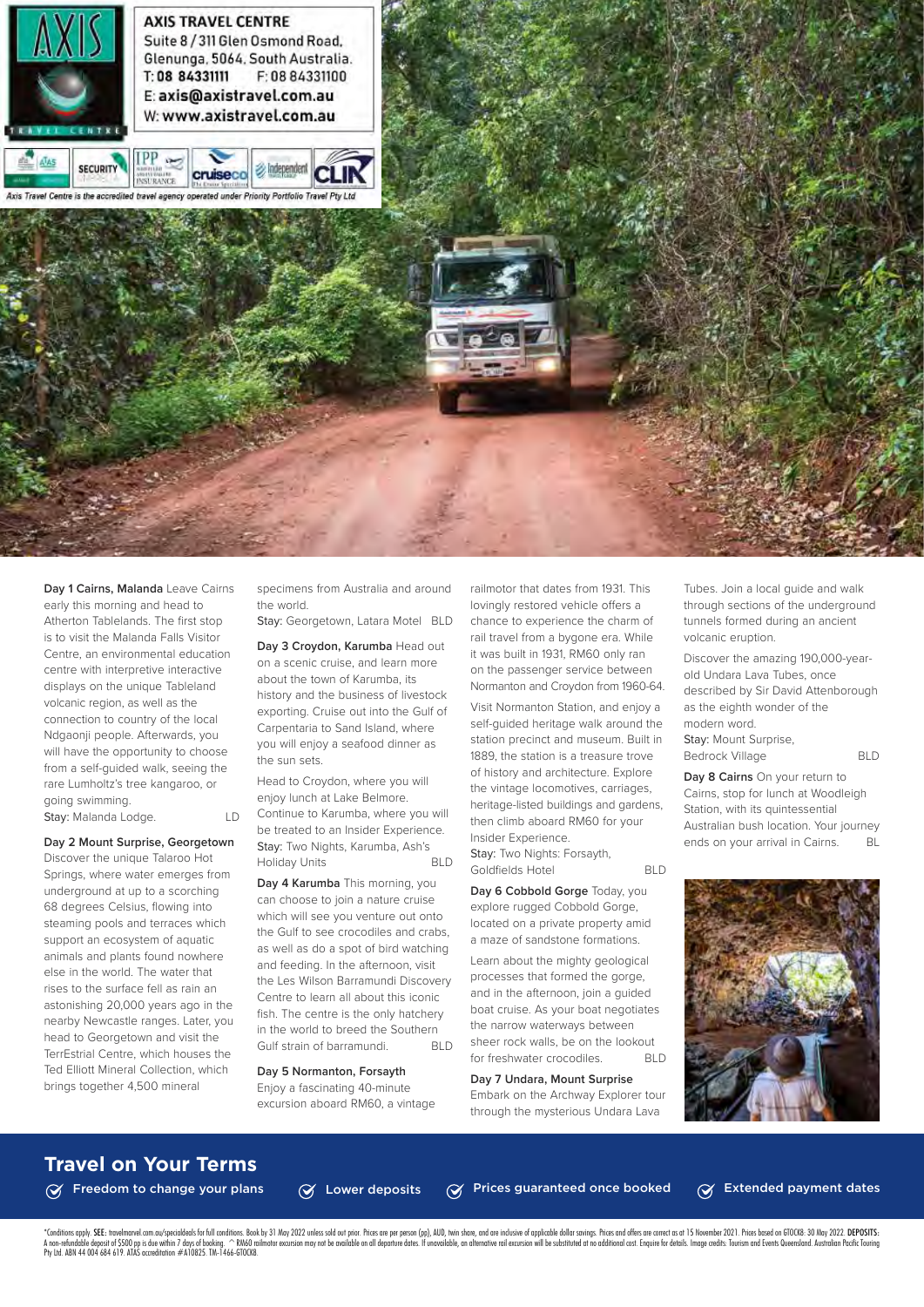**AXIS TRAVEL CENTRE**
Suite 8 / 311 Glen Osmond Road,
Glenunga, 5064, South Australia.
T: 08 84331111 F: 08 84331100
E: axis@axistravel.com.au
W: www.axistravel.com.au

*Axis Travel Centre is the accredited travel agency operated under Priority Portfolio Travel Pty Ltd*

**Day 1 Cairns, Malanda** Leave Cairns early this morning and head to Atherton Tablelands. The first stop is to visit the Malanda Falls Visitor Centre, an environmental education centre with interpretive interactive displays on the unique Tableland volcanic region, as well as the connection to country of the local Ndgaonji people. Afterwards, you will have the opportunity to choose from a self-guided walk, seeing the rare Lumholtz's tree kangaroo, or going swimming.
Stay: Malanda Lodge. LD

**Day 2 Mount Surprise, Georgetown** Discover the unique Talaroo Hot Springs, where water emerges from underground at up to a scorching 68 degrees Celsius, flowing into steaming pools and terraces which support an ecosystem of aquatic animals and plants found nowhere else in the world. The water that rises to the surface fell as rain an astonishing 20,000 years ago in the nearby Newcastle ranges. Later, you head to Georgetown and visit the TerrEstrial Centre, which houses the Ted Elliott Mineral Collection, which brings together 4,500 mineral specimens from Australia and around the world.
Stay: Georgetown, Latara Motel BLD

**Day 3 Croydon, Karumba** Head out on a scenic cruise, and learn more about the town of Karumba, its history and the business of livestock exporting. Cruise out into the Gulf of Carpentaria to Sand Island, where you will enjoy a seafood dinner as the sun sets.

Head to Croydon, where you will enjoy lunch at Lake Belmore. Continue to Karumba, where you will be treated to an Insider Experience.
Stay: Two Nights, Karumba, Ash's Holiday Units BLD

**Day 4 Karumba** This morning, you can choose to join a nature cruise which will see you venture out onto the Gulf to see crocodiles and crabs, as well as do a spot of bird watching and feeding. In the afternoon, visit the Les Wilson Barramundi Discovery Centre to learn all about this iconic fish. The centre is the only hatchery in the world to breed the Southern Gulf strain of barramundi. BLD

**Day 5 Normanton, Forsayth**
Enjoy a fascinating 40-minute excursion aboard RM60, a vintage railmotor that dates from 1931. This lovingly restored vehicle offers a chance to experience the charm of rail travel from a bygone era. While it was built in 1931, RM60 only ran on the passenger service between Normanton and Croydon from 1960-64.

Visit Normanton Station, and enjoy a self-guided heritage walk around the station precinct and museum. Built in 1889, the station is a treasure trove of history and architecture. Explore the vintage locomotives, carriages, heritage-listed buildings and gardens, then climb aboard RM60 for your Insider Experience.
Stay: Two Nights: Forsayth, Goldfields Hotel BLD

**Day 6 Cobbold Gorge** Today, you explore rugged Cobbold Gorge, located on a private property amid a maze of sandstone formations.

Learn about the mighty geological processes that formed the gorge, and in the afternoon, join a guided boat cruise. As your boat negotiates the narrow waterways between sheer rock walls, be on the lookout for freshwater crocodiles. BLD

**Day 7 Undara, Mount Surprise**
Embark on the Archway Explorer tour through the mysterious Undara Lava Tubes. Join a local guide and walk through sections of the underground tunnels formed during an ancient volcanic eruption.

Discover the amazing 190,000-year-old Undara Lava Tubes, once described by Sir David Attenborough as the eighth wonder of the modern word.
Stay: Mount Surprise, Bedrock Village BLD

**Day 8 Cairns** On your return to Cairns, stop for lunch at Woodleigh Station, with its quintessential Australian bush location. Your journey ends on your arrival in Cairns. BL

## Travel on Your Terms

- Freedom to change your plans
- Lower deposits
- Prices guaranteed once booked
- Extended payment dates

*Conditions apply. SEE: travelmarvel.com.au/specialdeals for full conditions. Book by 31 May 2022 unless sold out prior. Prices are per person (pp), AUD, twin share, and are inclusive of applicable dollar savings. Prices and offers are correct as at 15 November 2021. Prices based on GTOCK8: 30 May 2022. **DEPOSITS:** A non-refundable deposit of $500 pp is due within 7 days of booking. ^ RM60 railmotor excursion may not be available on all departure dates. If unavailable, an alternative rail excursion will be substituted at no additional cost. Enquire for details. Image credits: Tourism and Events Queensland. Australian Pacific Touring Pty Ltd. ABN 44 004 684 619. ATAS accreditation #A10825. TM-1466-GTOCK8.